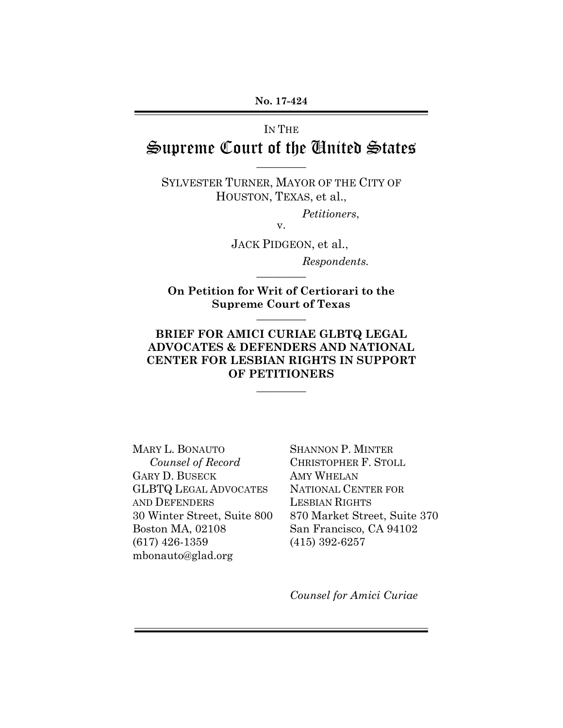**No. 17-424**

IN THE

# Supreme Court of the United States

---

SYLVESTER TURNER, MAYOR OF THE CITY OF HOUSTON, TEXAS, et al.,

*Petitioners*,

v.

JACK PIDGEON, et al.,

*Respondents.*

---

**On Petition for Writ of Certiorari to the Supreme Court of Texas**

---

**BRIEF FOR AMICI CURIAE GLBTQ LEGAL ADVOCATES & DEFENDERS AND NATIONAL CENTER FOR LESBIAN RIGHTS IN SUPPORT OF PETITIONERS**

---

MARY L. BONAUTO
*Counsel of Record*
GARY D. BUSECK
GLBTQ LEGAL ADVOCATES AND DEFENDERS
30 Winter Street, Suite 800
Boston MA, 02108
(617) 426-1359
mbonauto@glad.org

SHANNON P. MINTER
CHRISTOPHER F. STOLL
AMY WHELAN
NATIONAL CENTER FOR LESBIAN RIGHTS
870 Market Street, Suite 370
San Francisco, CA 94102
(415) 392-6257

*Counsel for Amici Curiae*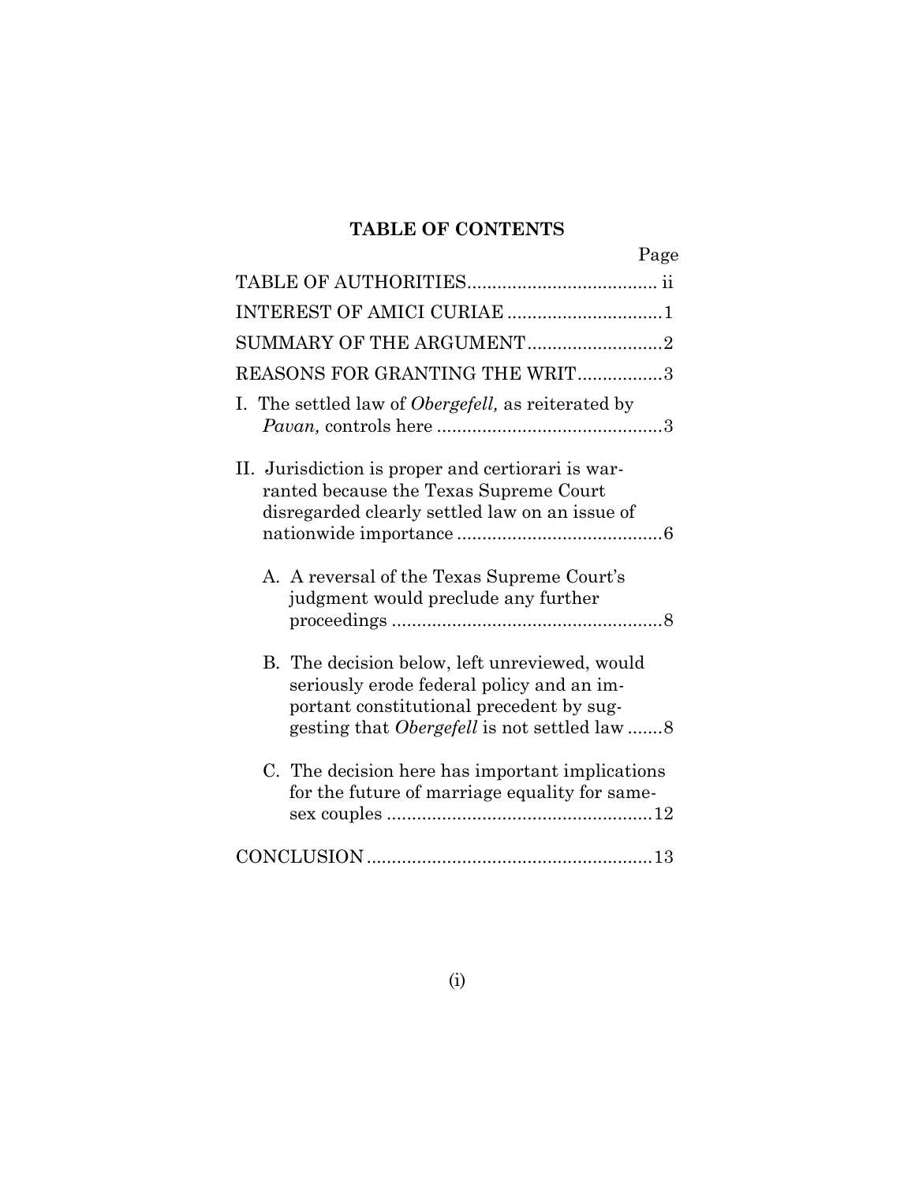**TABLE OF CONTENTS**

| | Page |
|---|---|
| TABLE OF AUTHORITIES | ii |
| INTEREST OF AMICI CURIAE | 1 |
| SUMMARY OF THE ARGUMENT | 2 |
| REASONS FOR GRANTING THE WRIT | 3 |
| I. The settled law of *Obergefell,* as reiterated by *Pavan,* controls here | 3 |
| II. Jurisdiction is proper and certiorari is warranted because the Texas Supreme Court disregarded clearly settled law on an issue of nationwide importance | 6 |
| A. A reversal of the Texas Supreme Court's judgment would preclude any further proceedings | 8 |
| B. The decision below, left unreviewed, would seriously erode federal policy and an important constitutional precedent by suggesting that *Obergefell* is not settled law | 8 |
| C. The decision here has important implications for the future of marriage equality for same-sex couples | 12 |
| CONCLUSION | 13 |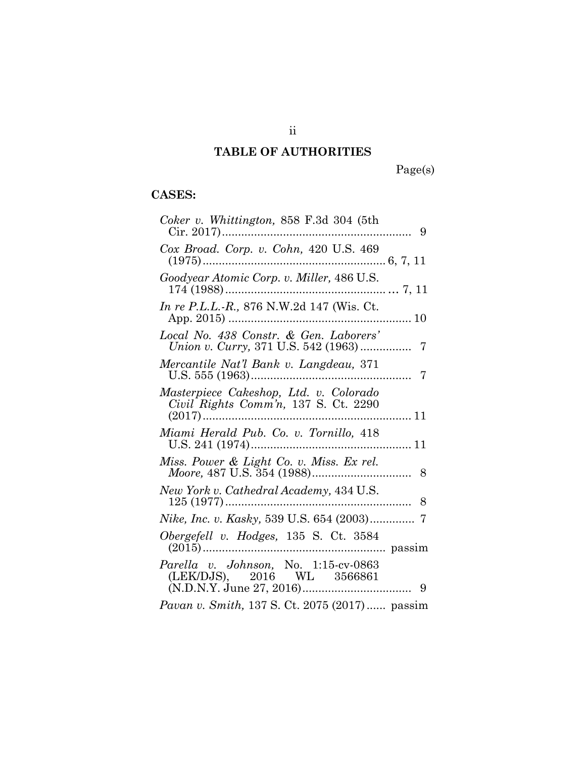## TABLE OF AUTHORITIES

Page(s)

**CASES:**

*Coker v. Whittington,* 858 F.3d 304 (5th Cir. 2017)........................................................ 9

*Cox Broad. Corp. v. Cohn,* 420 U.S. 469 (1975)........................................................ 6, 7, 11

*Goodyear Atomic Corp. v. Miller,* 486 U.S. 174 (1988).................................................. ... 7, 11

*In re P.L.L.-R.,* 876 N.W.2d 147 (Wis. Ct. App. 2015) ........................................................ 10

*Local No. 438 Constr. & Gen. Laborers' Union v. Curry,* 371 U.S. 542 (1963)................ 7

*Mercantile Nat'l Bank v. Langdeau,* 371 U.S. 555 (1963)................................................. 7

*Masterpiece Cakeshop, Ltd. v. Colorado Civil Rights Comm'n,* 137 S. Ct. 2290 (2017)................................................................ 11

*Miami Herald Pub. Co. v. Tornillo,* 418 U.S. 241 (1974)................................................. 11

*Miss. Power & Light Co. v. Miss. Ex rel. Moore,* 487 U.S. 354 (1988).............................. 8

*New York v. Cathedral Academy,* 434 U.S. 125 (1977)......................................................... 8

*Nike, Inc. v. Kasky,* 539 U.S. 654 (2003)............. 7

*Obergefell v. Hodges,* 135 S. Ct. 3584 (2015)........................................................ passim

*Parella v. Johnson,* No. 1:15-cv-0863 (LEK/DJS), 2016 WL 3566861 (N.D.N.Y. June 27, 2016)................................. 9

*Pavan v. Smith,* 137 S. Ct. 2075 (2017)...... passim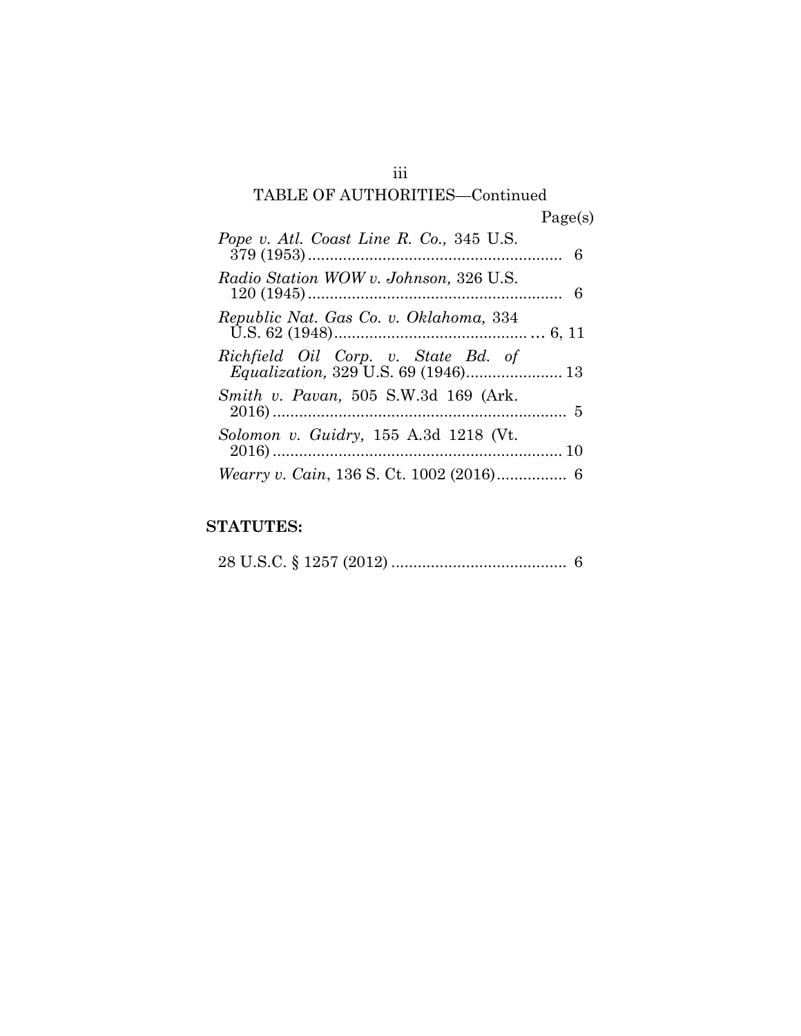## TABLE OF AUTHORITIES—Continued

Page(s)

*Pope v. Atl. Coast Line R. Co.,* 345 U.S. 379 (1953) .......................................................... 6

*Radio Station WOW v. Johnson,* 326 U.S. 120 (1945) .......................................................... 6

*Republic Nat. Gas Co. v. Oklahoma,* 334 U.S. 62 (1948) ............................................ 6, 11

*Richfield Oil Corp. v. State Bd. of Equalization,* 329 U.S. 69 (1946) ...................... 13

*Smith v. Pavan,* 505 S.W.3d 169 (Ark. 2016) .................................................................... 5

*Solomon v. Guidry,* 155 A.3d 1218 (Vt. 2016) .................................................................... 10

*Wearry v. Cain*, 136 S. Ct. 1002 (2016) ................ 6

**STATUTES:**

28 U.S.C. § 1257 (2012) ........................................ 6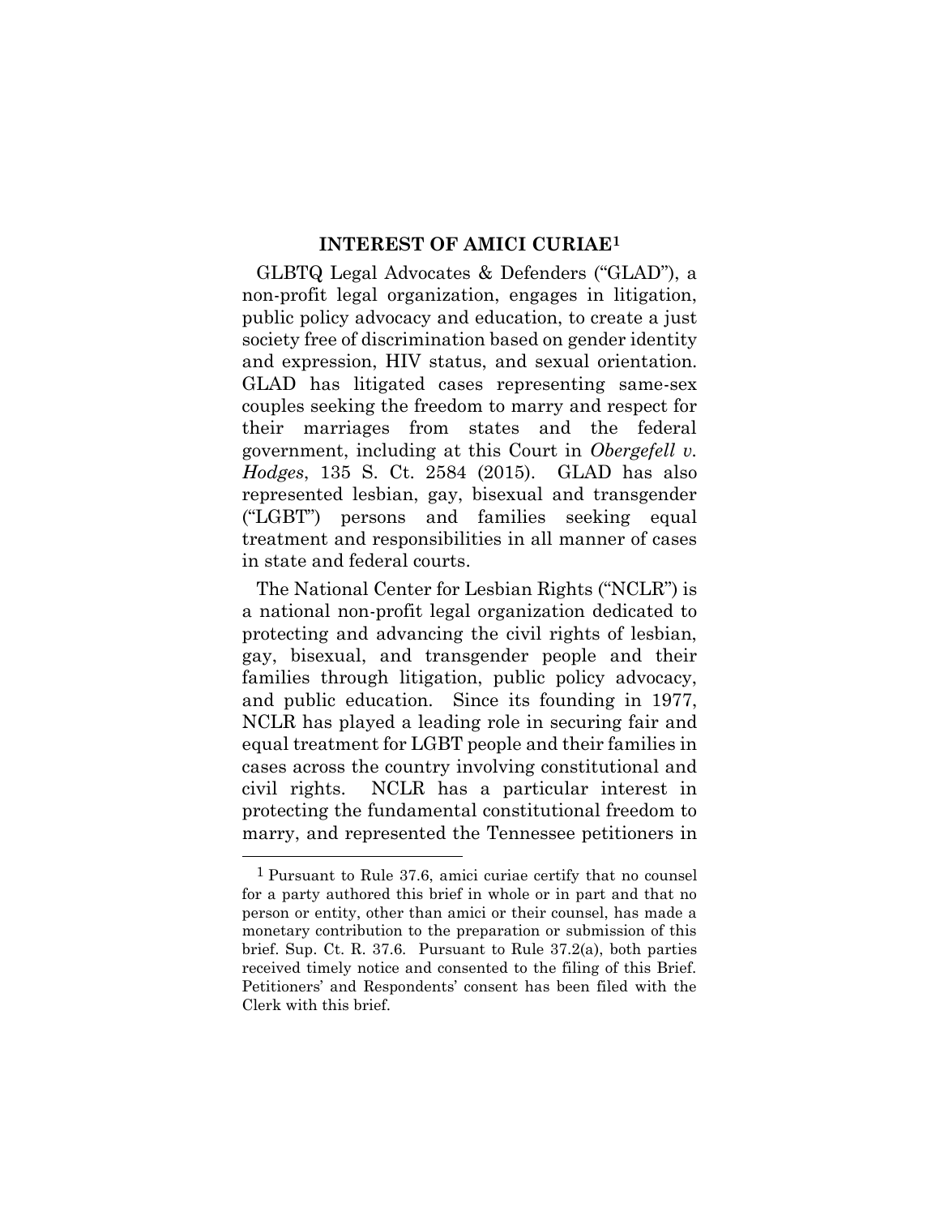## INTEREST OF AMICI CURIAE[1]

GLBTQ Legal Advocates & Defenders ("GLAD"), a non-profit legal organization, engages in litigation, public policy advocacy and education, to create a just society free of discrimination based on gender identity and expression, HIV status, and sexual orientation. GLAD has litigated cases representing same-sex couples seeking the freedom to marry and respect for their marriages from states and the federal government, including at this Court in *Obergefell v. Hodges*, 135 S. Ct. 2584 (2015). GLAD has also represented lesbian, gay, bisexual and transgender ("LGBT") persons and families seeking equal treatment and responsibilities in all manner of cases in state and federal courts.

The National Center for Lesbian Rights ("NCLR") is a national non-profit legal organization dedicated to protecting and advancing the civil rights of lesbian, gay, bisexual, and transgender people and their families through litigation, public policy advocacy, and public education. Since its founding in 1977, NCLR has played a leading role in securing fair and equal treatment for LGBT people and their families in cases across the country involving constitutional and civil rights. NCLR has a particular interest in protecting the fundamental constitutional freedom to marry, and represented the Tennessee petitioners in

---

[1] Pursuant to Rule 37.6, amici curiae certify that no counsel for a party authored this brief in whole or in part and that no person or entity, other than amici or their counsel, has made a monetary contribution to the preparation or submission of this brief. Sup. Ct. R. 37.6. Pursuant to Rule 37.2(a), both parties received timely notice and consented to the filing of this Brief. Petitioners' and Respondents' consent has been filed with the Clerk with this brief.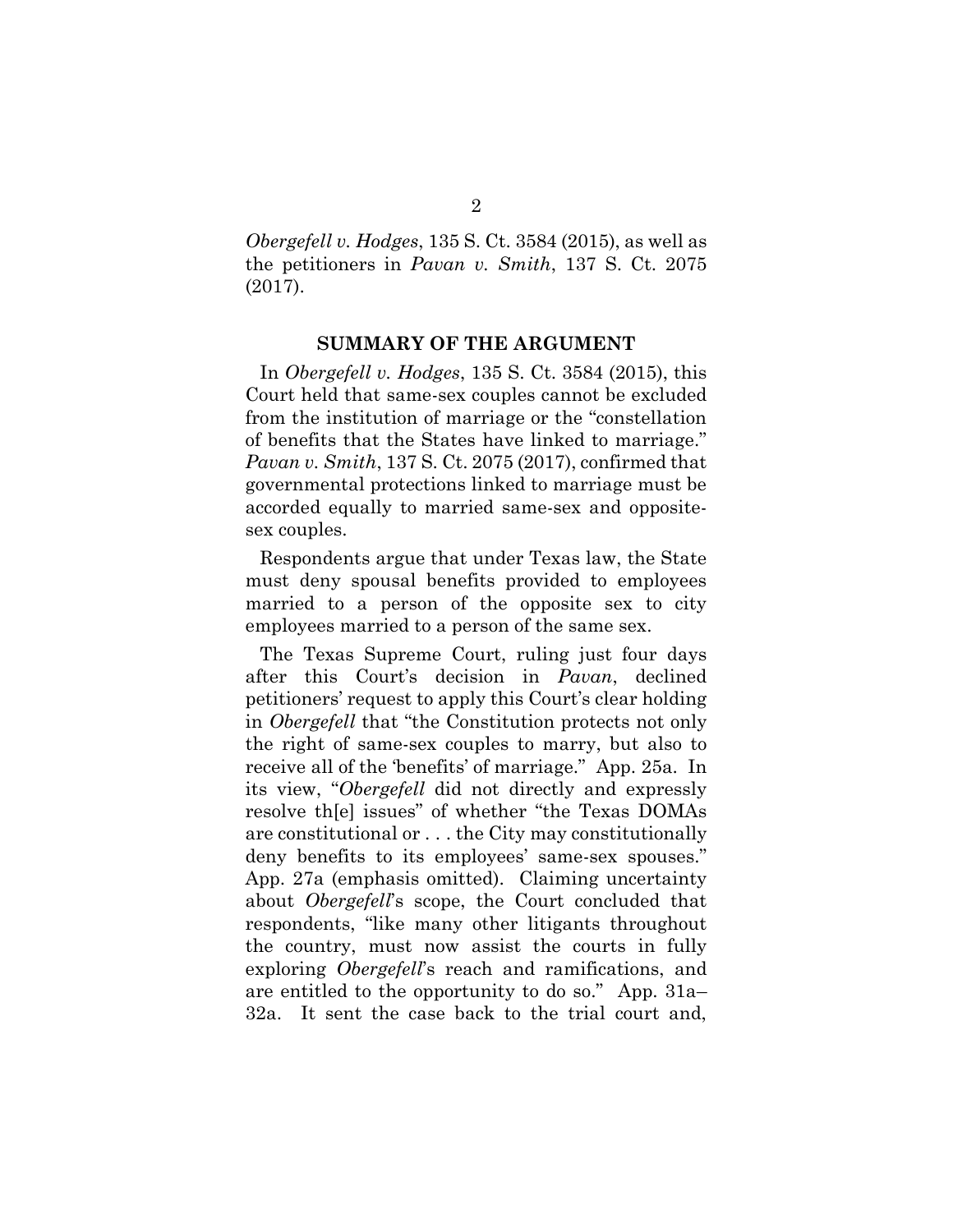*Obergefell v. Hodges*, 135 S. Ct. 3584 (2015), as well as the petitioners in *Pavan v. Smith*, 137 S. Ct. 2075 (2017).

## SUMMARY OF THE ARGUMENT

In *Obergefell v. Hodges*, 135 S. Ct. 3584 (2015), this Court held that same-sex couples cannot be excluded from the institution of marriage or the "constellation of benefits that the States have linked to marriage." *Pavan v. Smith*, 137 S. Ct. 2075 (2017), confirmed that governmental protections linked to marriage must be accorded equally to married same-sex and opposite-sex couples.

Respondents argue that under Texas law, the State must deny spousal benefits provided to employees married to a person of the opposite sex to city employees married to a person of the same sex.

The Texas Supreme Court, ruling just four days after this Court's decision in *Pavan*, declined petitioners' request to apply this Court's clear holding in *Obergefell* that "the Constitution protects not only the right of same-sex couples to marry, but also to receive all of the 'benefits' of marriage." App. 25a. In its view, "*Obergefell* did not directly and expressly resolve th[e] issues" of whether "the Texas DOMAs are constitutional or . . . the City may constitutionally deny benefits to its employees' same-sex spouses." App. 27a (emphasis omitted). Claiming uncertainty about *Obergefell*'s scope, the Court concluded that respondents, "like many other litigants throughout the country, must now assist the courts in fully exploring *Obergefell*'s reach and ramifications, and are entitled to the opportunity to do so." App. 31a–32a. It sent the case back to the trial court and,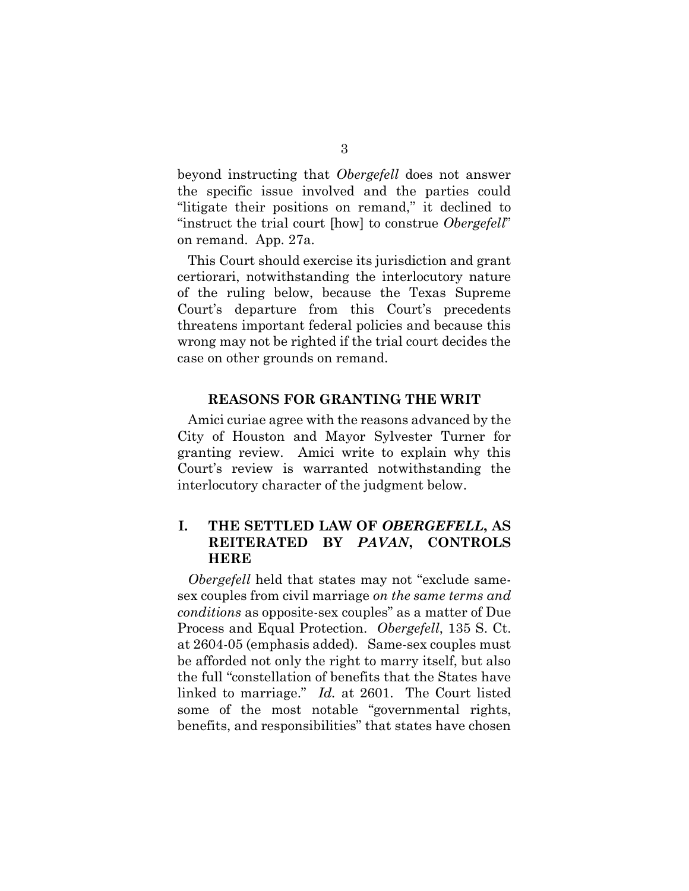beyond instructing that *Obergefell* does not answer the specific issue involved and the parties could "litigate their positions on remand," it declined to "instruct the trial court [how] to construe *Obergefell*" on remand. App. 27a.

This Court should exercise its jurisdiction and grant certiorari, notwithstanding the interlocutory nature of the ruling below, because the Texas Supreme Court's departure from this Court's precedents threatens important federal policies and because this wrong may not be righted if the trial court decides the case on other grounds on remand.

## REASONS FOR GRANTING THE WRIT

Amici curiae agree with the reasons advanced by the City of Houston and Mayor Sylvester Turner for granting review. Amici write to explain why this Court's review is warranted notwithstanding the interlocutory character of the judgment below.

### I. THE SETTLED LAW OF *OBERGEFELL*, AS REITERATED BY *PAVAN*, CONTROLS HERE

*Obergefell* held that states may not "exclude same-sex couples from civil marriage *on the same terms and conditions* as opposite-sex couples" as a matter of Due Process and Equal Protection. *Obergefell*, 135 S. Ct. at 2604-05 (emphasis added). Same-sex couples must be afforded not only the right to marry itself, but also the full "constellation of benefits that the States have linked to marriage." *Id.* at 2601. The Court listed some of the most notable "governmental rights, benefits, and responsibilities" that states have chosen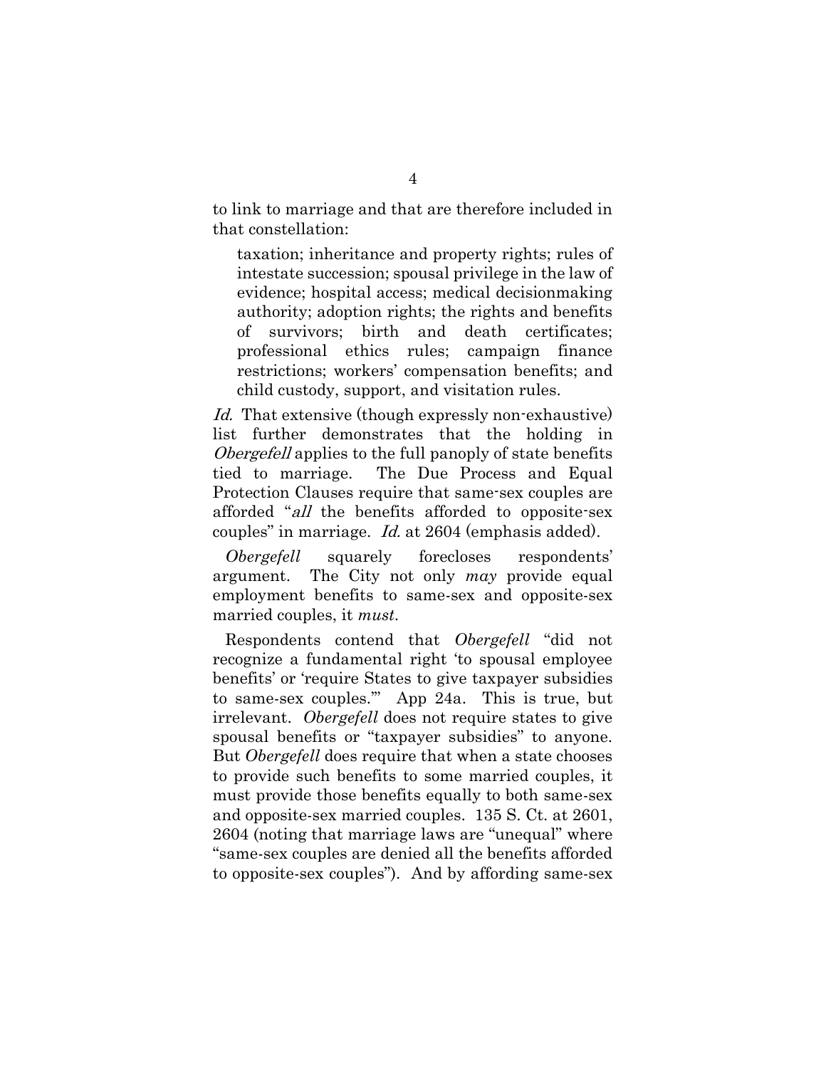to link to marriage and that are therefore included in that constellation:

> taxation; inheritance and property rights; rules of intestate succession; spousal privilege in the law of evidence; hospital access; medical decisionmaking authority; adoption rights; the rights and benefits of survivors; birth and death certificates; professional ethics rules; campaign finance restrictions; workers' compensation benefits; and child custody, support, and visitation rules.

*Id.* That extensive (though expressly non-exhaustive) list further demonstrates that the holding in *Obergefell* applies to the full panoply of state benefits tied to marriage. The Due Process and Equal Protection Clauses require that same-sex couples are afforded "*all* the benefits afforded to opposite-sex couples" in marriage. *Id.* at 2604 (emphasis added).

*Obergefell* squarely forecloses respondents' argument. The City not only *may* provide equal employment benefits to same-sex and opposite-sex married couples, it *must*.

Respondents contend that *Obergefell* "did not recognize a fundamental right 'to spousal employee benefits' or 'require States to give taxpayer subsidies to same-sex couples.'" App 24a. This is true, but irrelevant. *Obergefell* does not require states to give spousal benefits or "taxpayer subsidies" to anyone. But *Obergefell* does require that when a state chooses to provide such benefits to some married couples, it must provide those benefits equally to both same-sex and opposite-sex married couples. 135 S. Ct. at 2601, 2604 (noting that marriage laws are "unequal" where "same-sex couples are denied all the benefits afforded to opposite-sex couples"). And by affording same-sex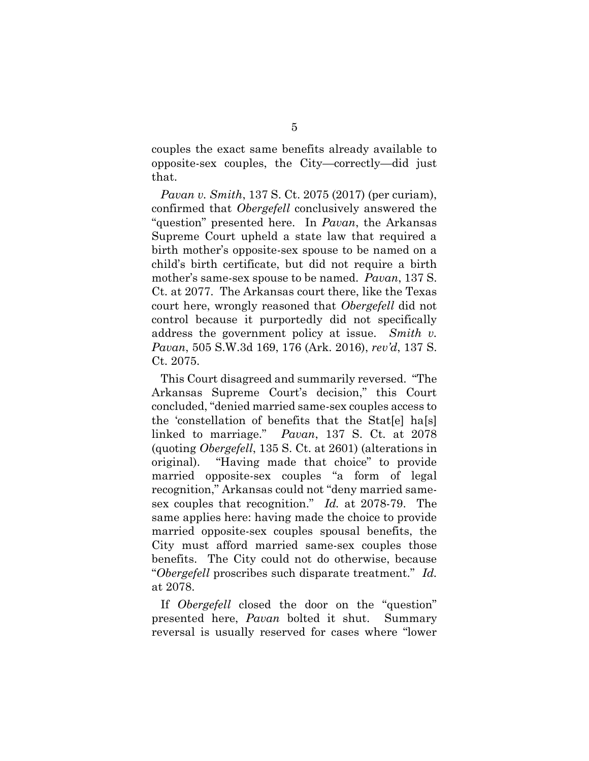couples the exact same benefits already available to opposite-sex couples, the City—correctly—did just that.

*Pavan v. Smith*, 137 S. Ct. 2075 (2017) (per curiam), confirmed that *Obergefell* conclusively answered the "question" presented here. In *Pavan*, the Arkansas Supreme Court upheld a state law that required a birth mother's opposite-sex spouse to be named on a child's birth certificate, but did not require a birth mother's same-sex spouse to be named. *Pavan*, 137 S. Ct. at 2077. The Arkansas court there, like the Texas court here, wrongly reasoned that *Obergefell* did not control because it purportedly did not specifically address the government policy at issue. *Smith v. Pavan*, 505 S.W.3d 169, 176 (Ark. 2016), *rev'd*, 137 S. Ct. 2075.

This Court disagreed and summarily reversed. "The Arkansas Supreme Court's decision," this Court concluded, "denied married same-sex couples access to the 'constellation of benefits that the Stat[e] ha[s] linked to marriage." *Pavan*, 137 S. Ct. at 2078 (quoting *Obergefell*, 135 S. Ct. at 2601) (alterations in original). "Having made that choice" to provide married opposite-sex couples "a form of legal recognition," Arkansas could not "deny married same-sex couples that recognition." *Id.* at 2078-79. The same applies here: having made the choice to provide married opposite-sex couples spousal benefits, the City must afford married same-sex couples those benefits. The City could not do otherwise, because "*Obergefell* proscribes such disparate treatment." *Id.* at 2078.

If *Obergefell* closed the door on the "question" presented here, *Pavan* bolted it shut. Summary reversal is usually reserved for cases where "lower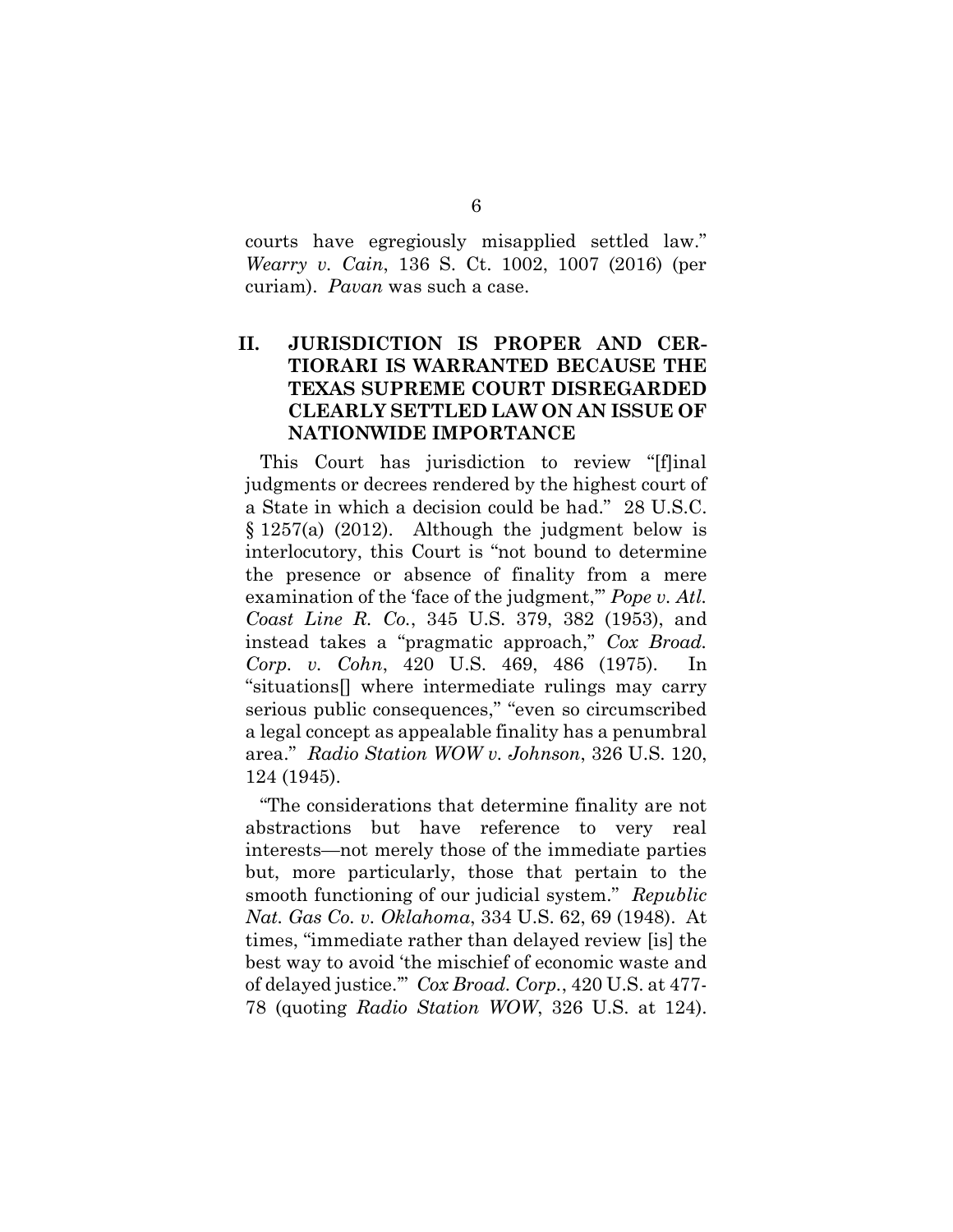courts have egregiously misapplied settled law." *Wearry v. Cain*, 136 S. Ct. 1002, 1007 (2016) (per curiam). *Pavan* was such a case.

## II. JURISDICTION IS PROPER AND CERTIORARI IS WARRANTED BECAUSE THE TEXAS SUPREME COURT DISREGARDED CLEARLY SETTLED LAW ON AN ISSUE OF NATIONWIDE IMPORTANCE

This Court has jurisdiction to review "[f]inal judgments or decrees rendered by the highest court of a State in which a decision could be had." 28 U.S.C. § 1257(a) (2012). Although the judgment below is interlocutory, this Court is "not bound to determine the presence or absence of finality from a mere examination of the 'face of the judgment,'" *Pope v. Atl. Coast Line R. Co.*, 345 U.S. 379, 382 (1953), and instead takes a "pragmatic approach," *Cox Broad. Corp. v. Cohn*, 420 U.S. 469, 486 (1975). In "situations[] where intermediate rulings may carry serious public consequences," "even so circumscribed a legal concept as appealable finality has a penumbral area." *Radio Station WOW v. Johnson*, 326 U.S. 120, 124 (1945).

"The considerations that determine finality are not abstractions but have reference to very real interests—not merely those of the immediate parties but, more particularly, those that pertain to the smooth functioning of our judicial system." *Republic Nat. Gas Co. v. Oklahoma*, 334 U.S. 62, 69 (1948). At times, "immediate rather than delayed review [is] the best way to avoid 'the mischief of economic waste and of delayed justice.'" *Cox Broad. Corp.*, 420 U.S. at 477-78 (quoting *Radio Station WOW*, 326 U.S. at 124).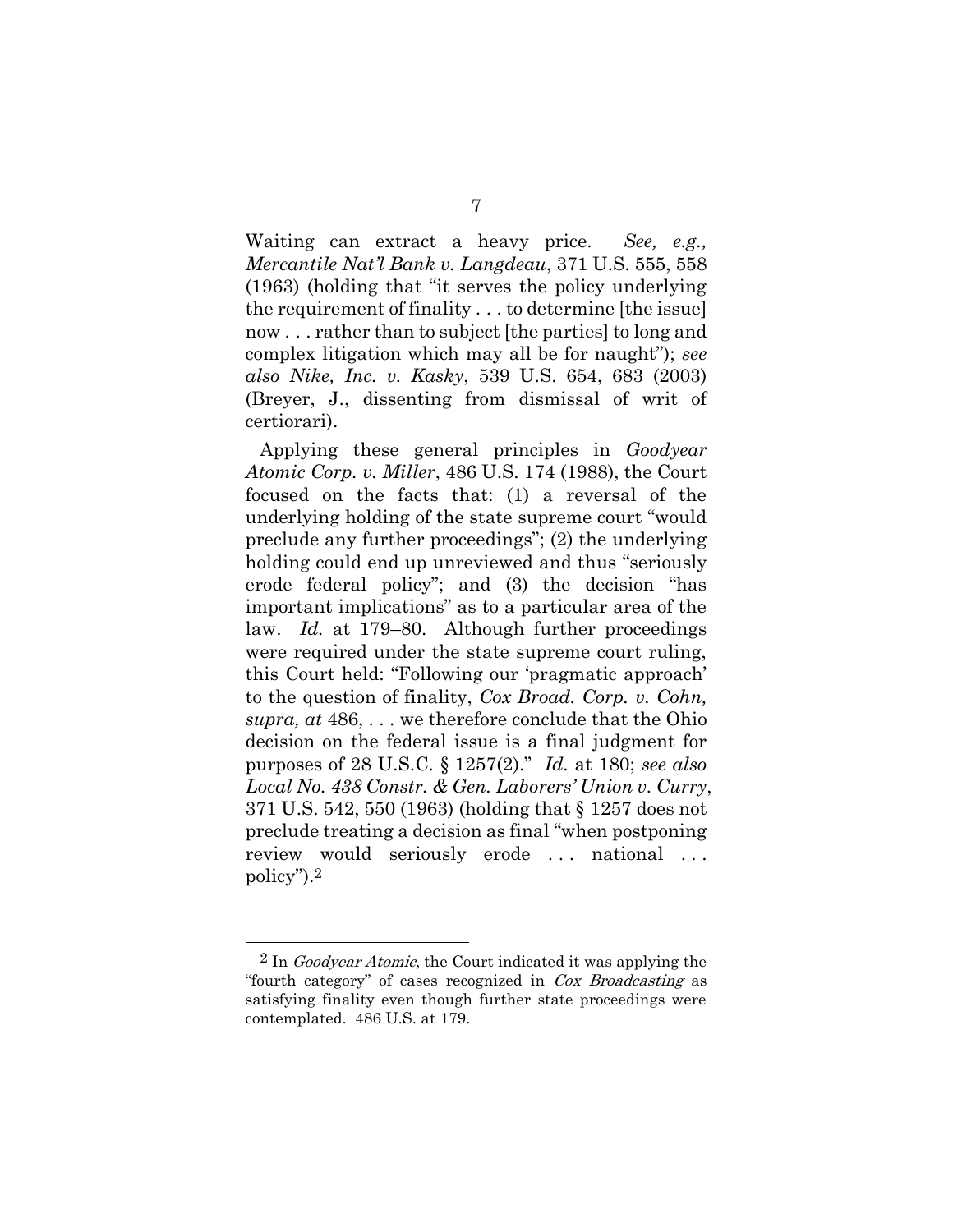Waiting can extract a heavy price. *See, e.g., Mercantile Nat'l Bank v. Langdeau*, 371 U.S. 555, 558 (1963) (holding that "it serves the policy underlying the requirement of finality . . . to determine [the issue] now . . . rather than to subject [the parties] to long and complex litigation which may all be for naught"); *see also Nike, Inc. v. Kasky*, 539 U.S. 654, 683 (2003) (Breyer, J., dissenting from dismissal of writ of certiorari).

Applying these general principles in *Goodyear Atomic Corp. v. Miller*, 486 U.S. 174 (1988), the Court focused on the facts that: (1) a reversal of the underlying holding of the state supreme court "would preclude any further proceedings"; (2) the underlying holding could end up unreviewed and thus "seriously erode federal policy"; and (3) the decision "has important implications" as to a particular area of the law. *Id.* at 179–80. Although further proceedings were required under the state supreme court ruling, this Court held: "Following our 'pragmatic approach' to the question of finality, *Cox Broad. Corp. v. Cohn, supra, at* 486, . . . we therefore conclude that the Ohio decision on the federal issue is a final judgment for purposes of 28 U.S.C. § 1257(2)." *Id.* at 180; *see also Local No. 438 Constr. & Gen. Laborers' Union v. Curry*, 371 U.S. 542, 550 (1963) (holding that § 1257 does not preclude treating a decision as final "when postponing review would seriously erode . . . national . . . policy").[2]

---

[2] In *Goodyear Atomic*, the Court indicated it was applying the "fourth category" of cases recognized in *Cox Broadcasting* as satisfying finality even though further state proceedings were contemplated. 486 U.S. at 179.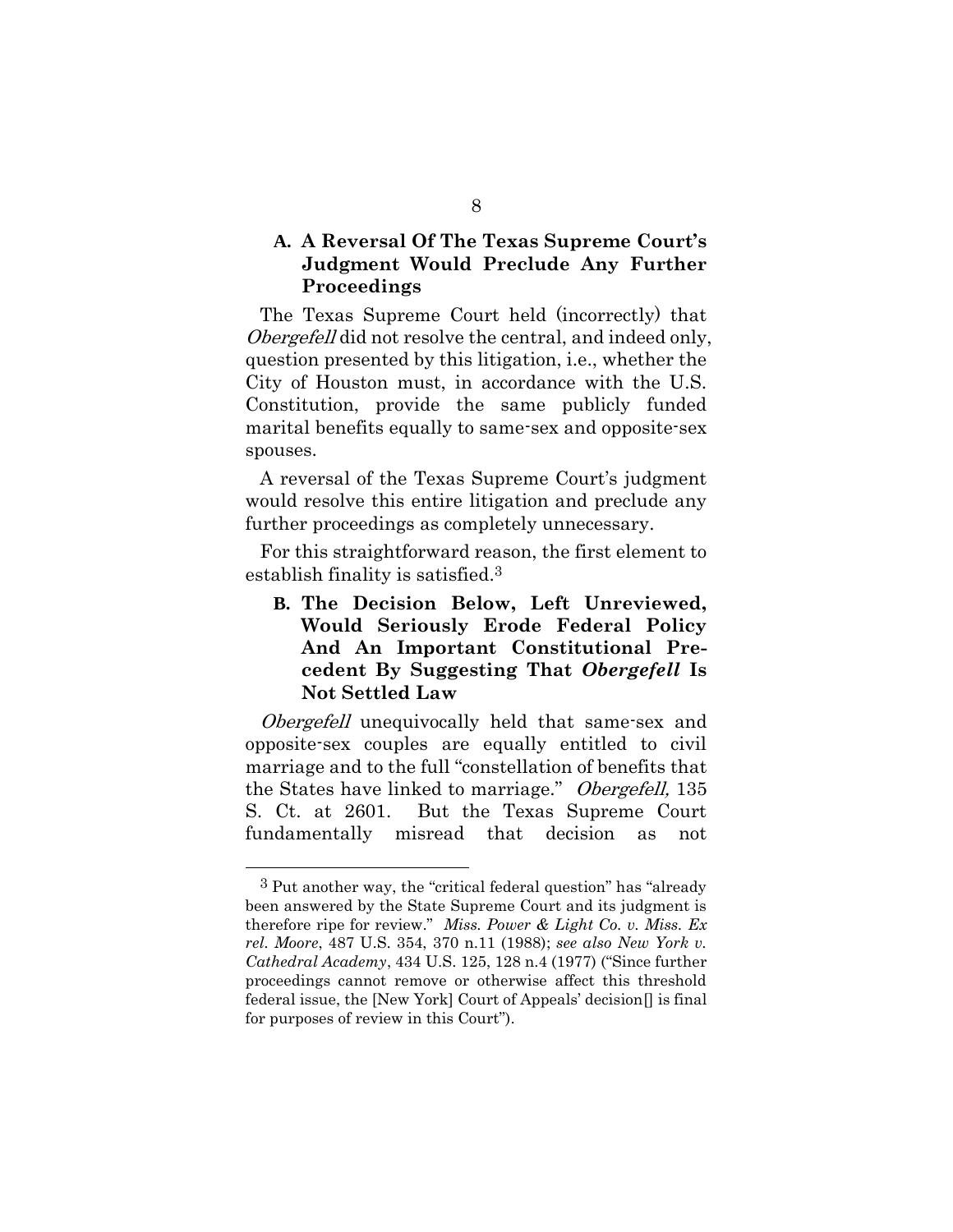### A. A Reversal Of The Texas Supreme Court's Judgment Would Preclude Any Further Proceedings

The Texas Supreme Court held (incorrectly) that *Obergefell* did not resolve the central, and indeed only, question presented by this litigation, i.e., whether the City of Houston must, in accordance with the U.S. Constitution, provide the same publicly funded marital benefits equally to same-sex and opposite-sex spouses.

A reversal of the Texas Supreme Court's judgment would resolve this entire litigation and preclude any further proceedings as completely unnecessary.

For this straightforward reason, the first element to establish finality is satisfied.[3]

### B. The Decision Below, Left Unreviewed, Would Seriously Erode Federal Policy And An Important Constitutional Precedent By Suggesting That *Obergefell* Is Not Settled Law

*Obergefell* unequivocally held that same-sex and opposite-sex couples are equally entitled to civil marriage and to the full "constellation of benefits that the States have linked to marriage." *Obergefell,* 135 S. Ct. at 2601. But the Texas Supreme Court fundamentally misread that decision as not

---

[3] Put another way, the "critical federal question" has "already been answered by the State Supreme Court and its judgment is therefore ripe for review." *Miss. Power & Light Co. v. Miss. Ex rel. Moore*, 487 U.S. 354, 370 n.11 (1988); *see also New York v. Cathedral Academy*, 434 U.S. 125, 128 n.4 (1977) ("Since further proceedings cannot remove or otherwise affect this threshold federal issue, the [New York] Court of Appeals' decision[] is final for purposes of review in this Court").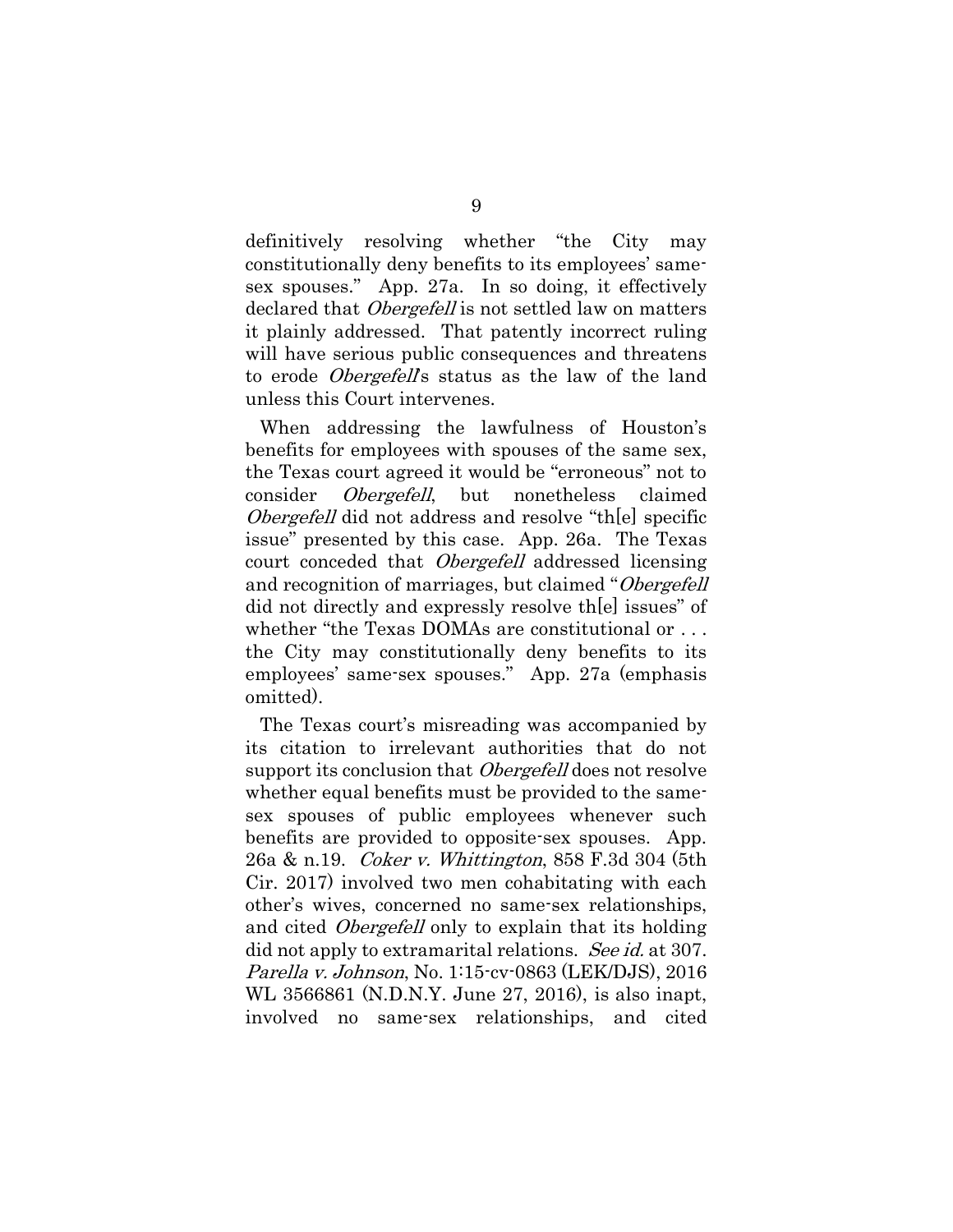definitively resolving whether "the City may constitutionally deny benefits to its employees' same-sex spouses." App. 27a. In so doing, it effectively declared that *Obergefell* is not settled law on matters it plainly addressed. That patently incorrect ruling will have serious public consequences and threatens to erode *Obergefell*'s status as the law of the land unless this Court intervenes.

When addressing the lawfulness of Houston's benefits for employees with spouses of the same sex, the Texas court agreed it would be "erroneous" not to consider *Obergefell*, but nonetheless claimed *Obergefell* did not address and resolve "th[e] specific issue" presented by this case. App. 26a. The Texas court conceded that *Obergefell* addressed licensing and recognition of marriages, but claimed "*Obergefell* did not directly and expressly resolve th[e] issues" of whether "the Texas DOMAs are constitutional or . . . the City may constitutionally deny benefits to its employees' same-sex spouses." App. 27a (emphasis omitted).

The Texas court's misreading was accompanied by its citation to irrelevant authorities that do not support its conclusion that *Obergefell* does not resolve whether equal benefits must be provided to the same-sex spouses of public employees whenever such benefits are provided to opposite-sex spouses. App. 26a & n.19. *Coker v. Whittington*, 858 F.3d 304 (5th Cir. 2017) involved two men cohabitating with each other's wives, concerned no same-sex relationships, and cited *Obergefell* only to explain that its holding did not apply to extramarital relations. *See id.* at 307. *Parella v. Johnson*, No. 1:15-cv-0863 (LEK/DJS), 2016 WL 3566861 (N.D.N.Y. June 27, 2016), is also inapt, involved no same-sex relationships, and cited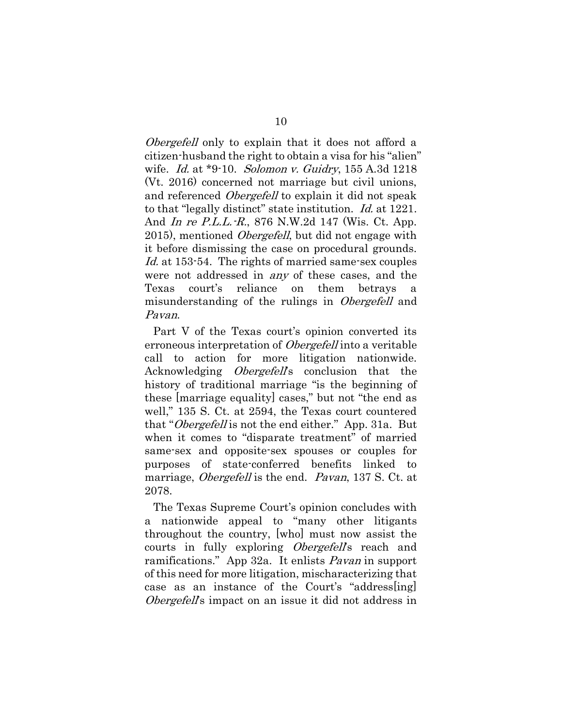*Obergefell* only to explain that it does not afford a citizen-husband the right to obtain a visa for his "alien" wife. *Id.* at *9-10. *Solomon v. Guidry*, 155 A.3d 1218 (Vt. 2016) concerned not marriage but civil unions, and referenced *Obergefell* to explain it did not speak to that "legally distinct" state institution. *Id.* at 1221. And *In re P.L.L.-R.*, 876 N.W.2d 147 (Wis. Ct. App. 2015), mentioned *Obergefell*, but did not engage with it before dismissing the case on procedural grounds. *Id.* at 153-54. The rights of married same-sex couples were not addressed in *any* of these cases, and the Texas court's reliance on them betrays a misunderstanding of the rulings in *Obergefell* and *Pavan*.

Part V of the Texas court's opinion converted its erroneous interpretation of *Obergefell* into a veritable call to action for more litigation nationwide. Acknowledging *Obergefell*'s conclusion that the history of traditional marriage "is the beginning of these [marriage equality] cases," but not "the end as well," 135 S. Ct. at 2594, the Texas court countered that "*Obergefell* is not the end either." App. 31a. But when it comes to "disparate treatment" of married same-sex and opposite-sex spouses or couples for purposes of state-conferred benefits linked to marriage, *Obergefell* is the end. *Pavan*, 137 S. Ct. at 2078.

The Texas Supreme Court's opinion concludes with a nationwide appeal to "many other litigants throughout the country, [who] must now assist the courts in fully exploring *Obergefell*'s reach and ramifications." App 32a. It enlists *Pavan* in support of this need for more litigation, mischaracterizing that case as an instance of the Court's "address[ing] *Obergefell*'s impact on an issue it did not address in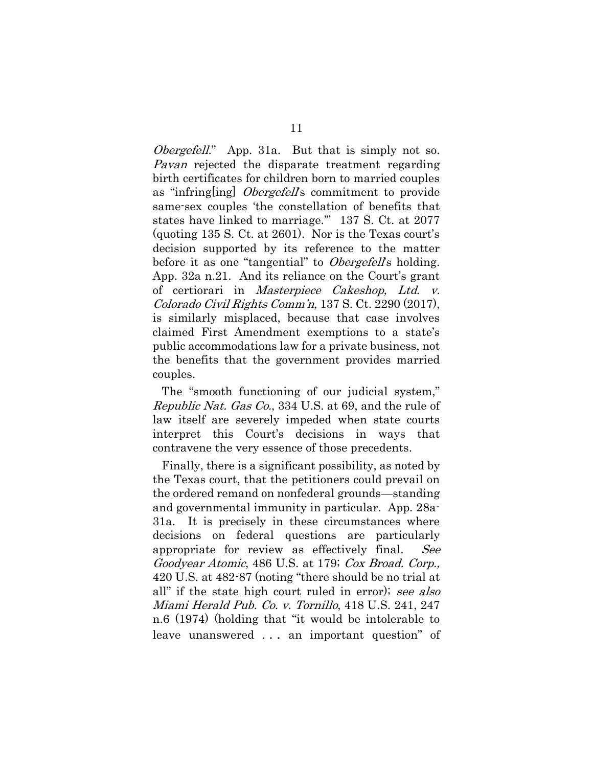*Obergefell*." App. 31a. But that is simply not so. *Pavan* rejected the disparate treatment regarding birth certificates for children born to married couples as "infring[ing] *Obergefell*'s commitment to provide same-sex couples 'the constellation of benefits that states have linked to marriage.'" 137 S. Ct. at 2077 (quoting 135 S. Ct. at 2601). Nor is the Texas court's decision supported by its reference to the matter before it as one "tangential" to *Obergefell*'s holding. App. 32a n.21. And its reliance on the Court's grant of certiorari in *Masterpiece Cakeshop, Ltd. v. Colorado Civil Rights Comm'n*, 137 S. Ct. 2290 (2017), is similarly misplaced, because that case involves claimed First Amendment exemptions to a state's public accommodations law for a private business, not the benefits that the government provides married couples.

The "smooth functioning of our judicial system," *Republic Nat. Gas Co.*, 334 U.S. at 69, and the rule of law itself are severely impeded when state courts interpret this Court's decisions in ways that contravene the very essence of those precedents.

Finally, there is a significant possibility, as noted by the Texas court, that the petitioners could prevail on the ordered remand on nonfederal grounds—standing and governmental immunity in particular. App. 28a-31a. It is precisely in these circumstances where decisions on federal questions are particularly appropriate for review as effectively final. *See Goodyear Atomic*, 486 U.S. at 179; *Cox Broad. Corp.,* 420 U.S. at 482-87 (noting "there should be no trial at all" if the state high court ruled in error); *see also Miami Herald Pub. Co. v. Tornillo*, 418 U.S. 241, 247 n.6 (1974) (holding that "it would be intolerable to leave unanswered . . . an important question" of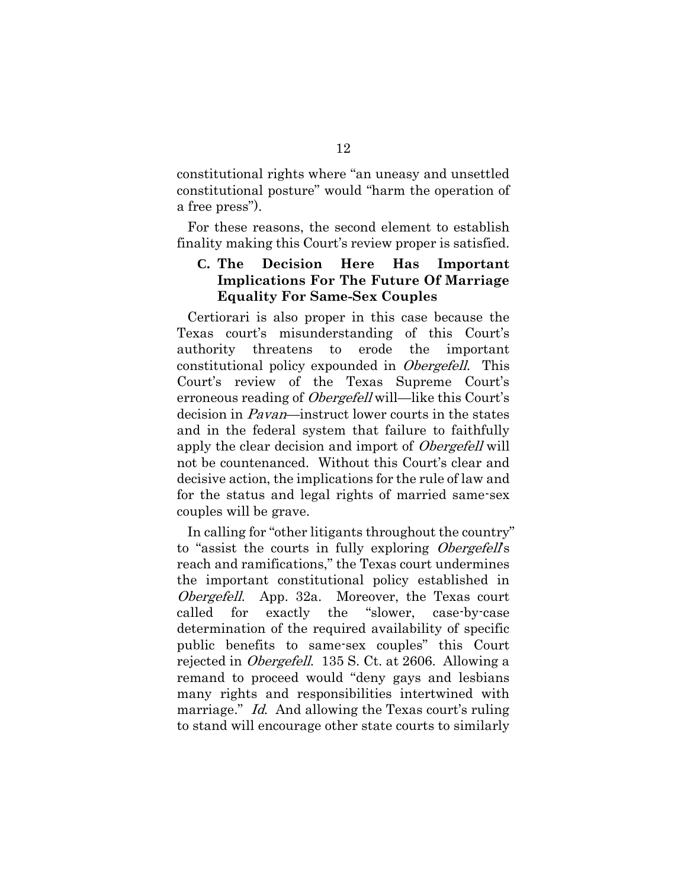constitutional rights where "an uneasy and unsettled constitutional posture" would "harm the operation of a free press").

For these reasons, the second element to establish finality making this Court's review proper is satisfied.

### C. The Decision Here Has Important Implications For The Future Of Marriage Equality For Same-Sex Couples

Certiorari is also proper in this case because the Texas court's misunderstanding of this Court's authority threatens to erode the important constitutional policy expounded in *Obergefell*. This Court's review of the Texas Supreme Court's erroneous reading of *Obergefell* will—like this Court's decision in *Pavan*—instruct lower courts in the states and in the federal system that failure to faithfully apply the clear decision and import of *Obergefell* will not be countenanced. Without this Court's clear and decisive action, the implications for the rule of law and for the status and legal rights of married same-sex couples will be grave.

In calling for "other litigants throughout the country" to "assist the courts in fully exploring *Obergefell*'s reach and ramifications," the Texas court undermines the important constitutional policy established in *Obergefell*. App. 32a. Moreover, the Texas court called for exactly the "slower, case-by-case determination of the required availability of specific public benefits to same-sex couples" this Court rejected in *Obergefell*. 135 S. Ct. at 2606. Allowing a remand to proceed would "deny gays and lesbians many rights and responsibilities intertwined with marriage." *Id.* And allowing the Texas court's ruling to stand will encourage other state courts to similarly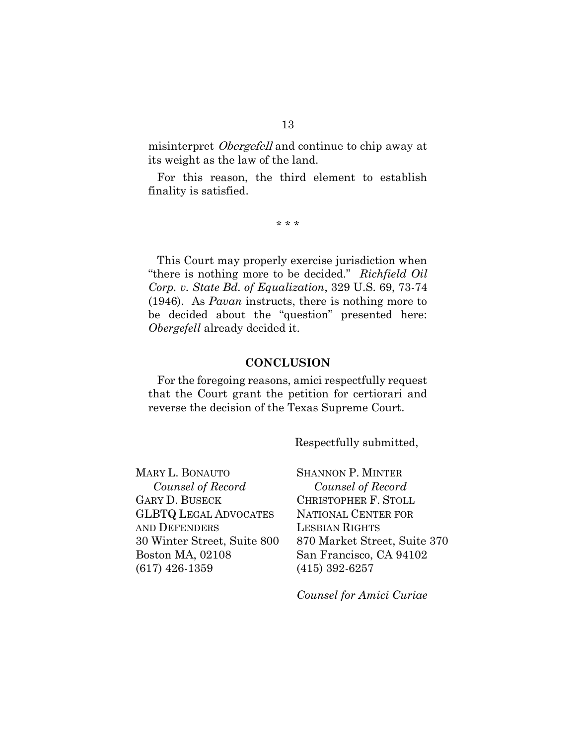misinterpret *Obergefell* and continue to chip away at its weight as the law of the land.

For this reason, the third element to establish finality is satisfied.

\* \* \*

This Court may properly exercise jurisdiction when "there is nothing more to be decided." *Richfield Oil Corp. v. State Bd. of Equalization*, 329 U.S. 69, 73-74 (1946). As *Pavan* instructs, there is nothing more to be decided about the "question" presented here: *Obergefell* already decided it.

## CONCLUSION

For the foregoing reasons, amici respectfully request that the Court grant the petition for certiorari and reverse the decision of the Texas Supreme Court.

Respectfully submitted,

MARY L. BONAUTO
*Counsel of Record*
GARY D. BUSECK
GLBTQ LEGAL ADVOCATES AND DEFENDERS
30 Winter Street, Suite 800
Boston MA, 02108
(617) 426-1359

SHANNON P. MINTER
*Counsel of Record*
CHRISTOPHER F. STOLL
NATIONAL CENTER FOR LESBIAN RIGHTS
870 Market Street, Suite 370
San Francisco, CA 94102
(415) 392-6257

*Counsel for Amici Curiae*